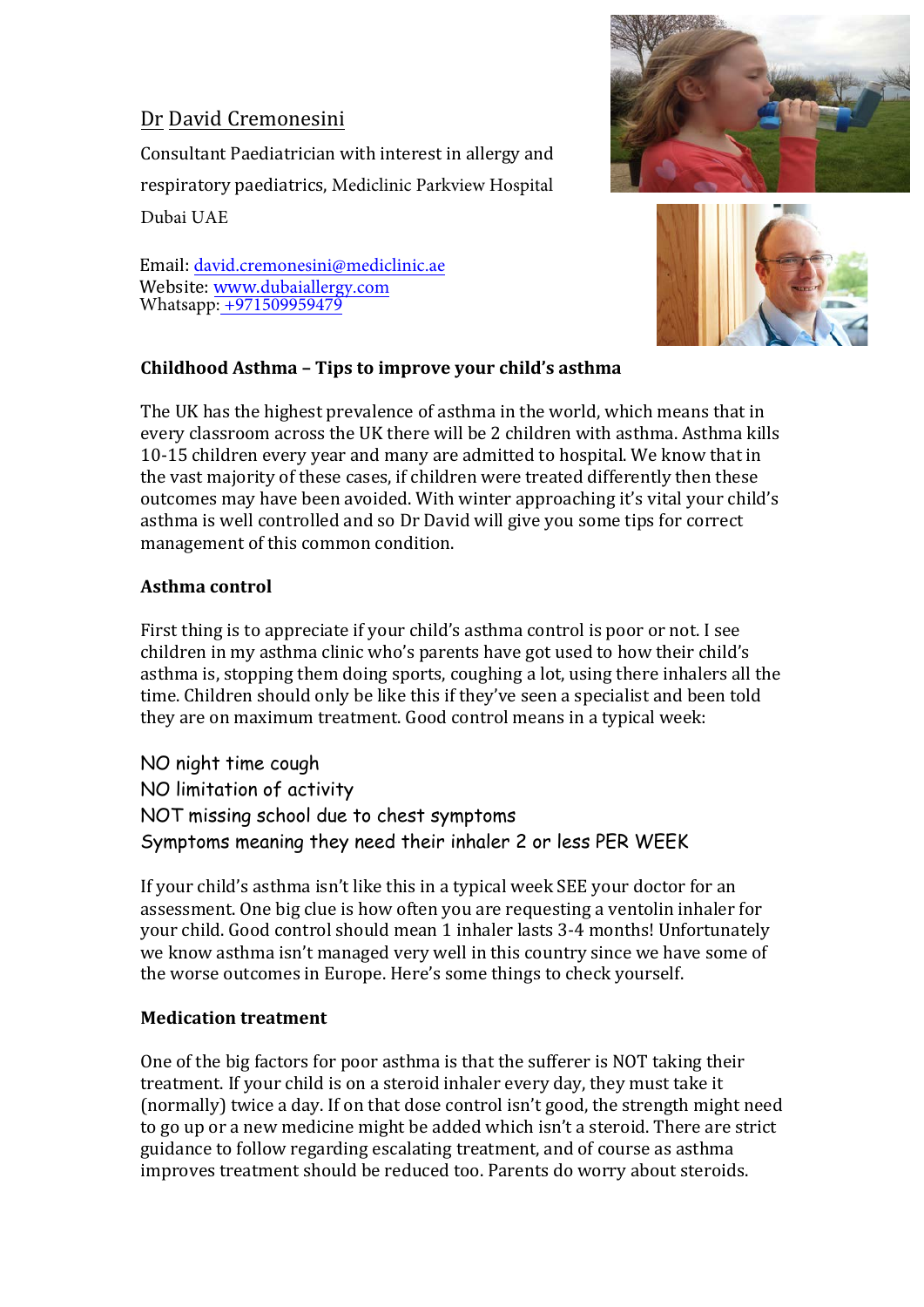Dr David Cremonesini

Consultant Paediatrician with interest in allergy and respiratory paediatrics, Mediclinic Parkview Hospital Dubai UAE

Email: [david.cremonesini@mediclinic.ae](mailto:david.cremonesini@mediclinic.ae)
Website: [www.dubaiallergy.com](http://www.dubaiallergy.com)
Whatsapp: +971509959479

**Childhood Asthma – Tips to improve your child's asthma**

The UK has the highest prevalence of asthma in the world, which means that in every classroom across the UK there will be 2 children with asthma. Asthma kills 10-15 children every year and many are admitted to hospital. We know that in the vast majority of these cases, if children were treated differently then these outcomes may have been avoided. With winter approaching it's vital your child's asthma is well controlled and so Dr David will give you some tips for correct management of this common condition.

**Asthma control**

First thing is to appreciate if your child's asthma control is poor or not. I see children in my asthma clinic who's parents have got used to how their child's asthma is, stopping them doing sports, coughing a lot, using there inhalers all the time. Children should only be like this if they've seen a specialist and been told they are on maximum treatment. Good control means in a typical week:

NO night time cough
NO limitation of activity
NOT missing school due to chest symptoms
Symptoms meaning they need their inhaler 2 or less PER WEEK

If your child's asthma isn't like this in a typical week SEE your doctor for an assessment. One big clue is how often you are requesting a ventolin inhaler for your child. Good control should mean 1 inhaler lasts 3-4 months! Unfortunately we know asthma isn't managed very well in this country since we have some of the worse outcomes in Europe. Here's some things to check yourself.

**Medication treatment**

One of the big factors for poor asthma is that the sufferer is NOT taking their treatment. If your child is on a steroid inhaler every day, they must take it (normally) twice a day. If on that dose control isn't good, the strength might need to go up or a new medicine might be added which isn't a steroid. There are strict guidance to follow regarding escalating treatment, and of course as asthma improves treatment should be reduced too. Parents do worry about steroids.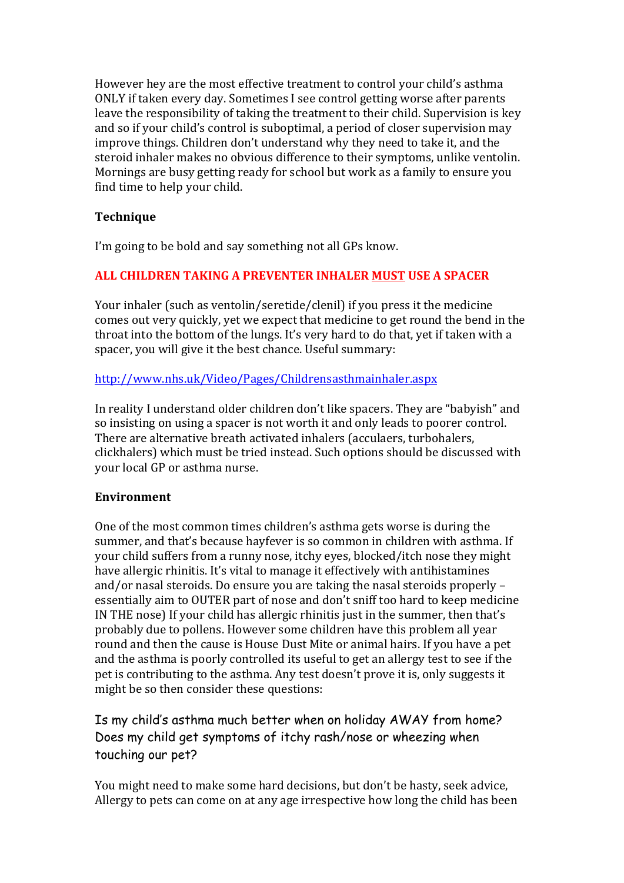However hey are the most effective treatment to control your child's asthma ONLY if taken every day. Sometimes I see control getting worse after parents leave the responsibility of taking the treatment to their child. Supervision is key and so if your child's control is suboptimal, a period of closer supervision may improve things. Children don't understand why they need to take it, and the steroid inhaler makes no obvious difference to their symptoms, unlike ventolin. Mornings are busy getting ready for school but work as a family to ensure you find time to help your child.

**Technique**

I'm going to be bold and say something not all GPs know.

**ALL CHILDREN TAKING A PREVENTER INHALER <u>MUST</u> USE A SPACER**

Your inhaler (such as ventolin/seretide/clenil) if you press it the medicine comes out very quickly, yet we expect that medicine to get round the bend in the throat into the bottom of the lungs. It's very hard to do that, yet if taken with a spacer, you will give it the best chance. Useful summary:

http://www.nhs.uk/Video/Pages/Childrensasthmainhaler.aspx

In reality I understand older children don't like spacers. They are "babyish" and so insisting on using a spacer is not worth it and only leads to poorer control. There are alternative breath activated inhalers (acculaers, turbohalers, clickhalers) which must be tried instead. Such options should be discussed with your local GP or asthma nurse.

**Environment**

One of the most common times children's asthma gets worse is during the summer, and that's because hayfever is so common in children with asthma. If your child suffers from a runny nose, itchy eyes, blocked/itch nose they might have allergic rhinitis. It's vital to manage it effectively with antihistamines and/or nasal steroids. Do ensure you are taking the nasal steroids properly – essentially aim to OUTER part of nose and don't sniff too hard to keep medicine IN THE nose) If your child has allergic rhinitis just in the summer, then that's probably due to pollens. However some children have this problem all year round and then the cause is House Dust Mite or animal hairs. If you have a pet and the asthma is poorly controlled its useful to get an allergy test to see if the pet is contributing to the asthma. Any test doesn't prove it is, only suggests it might be so then consider these questions:

Is my child's asthma much better when on holiday AWAY from home?
Does my child get symptoms of itchy rash/nose or wheezing when touching our pet?

You might need to make some hard decisions, but don't be hasty, seek advice, Allergy to pets can come on at any age irrespective how long the child has been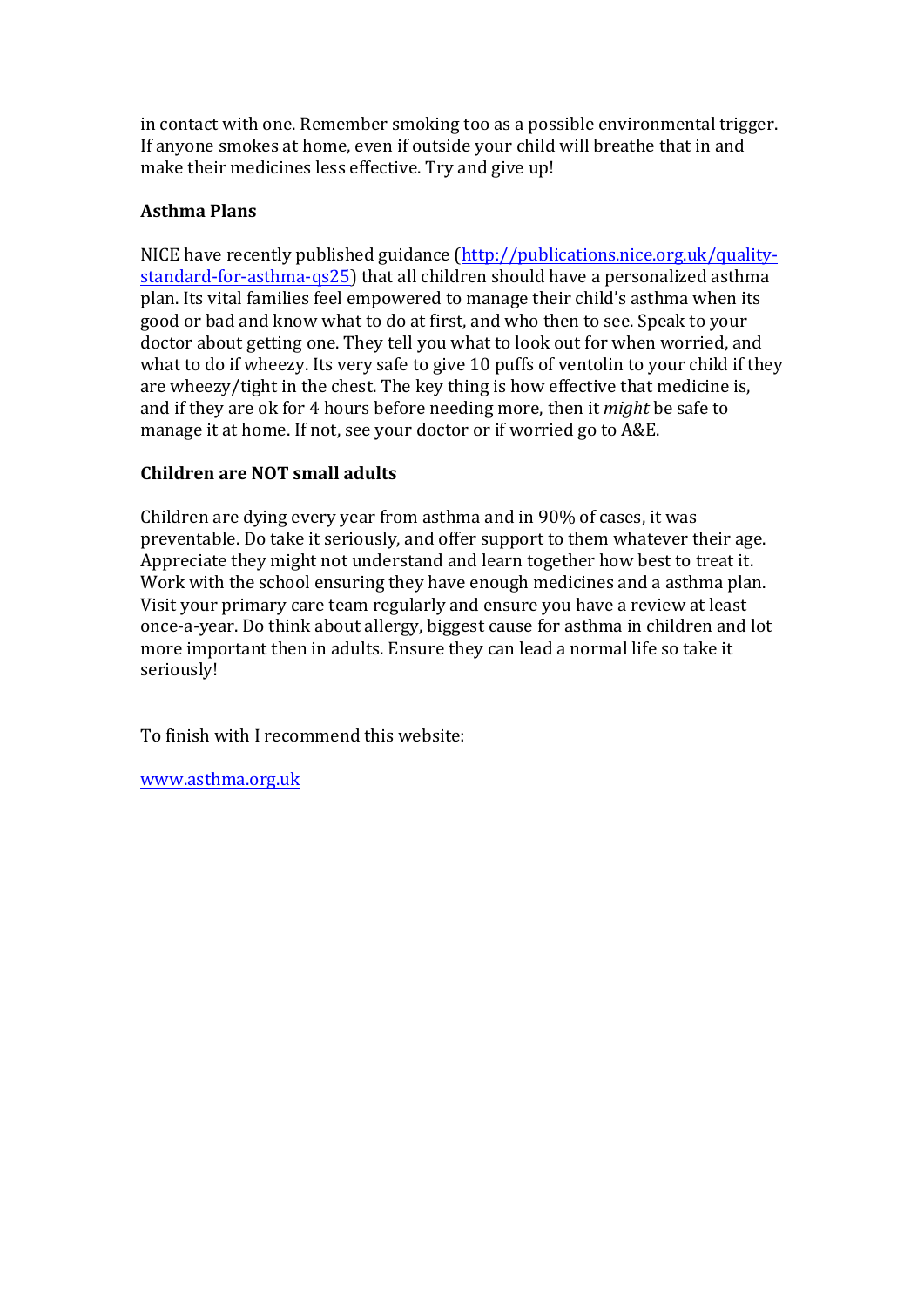in contact with one. Remember smoking too as a possible environmental trigger. If anyone smokes at home, even if outside your child will breathe that in and make their medicines less effective. Try and give up!

**Asthma Plans**

NICE have recently published guidance ([http://publications.nice.org.uk/quality-standard-for-asthma-qs25](http://publications.nice.org.uk/quality-standard-for-asthma-qs25)) that all children should have a personalized asthma plan. Its vital families feel empowered to manage their child's asthma when its good or bad and know what to do at first, and who then to see. Speak to your doctor about getting one. They tell you what to look out for when worried, and what to do if wheezy. Its very safe to give 10 puffs of ventolin to your child if they are wheezy/tight in the chest. The key thing is how effective that medicine is, and if they are ok for 4 hours before needing more, then it *might* be safe to manage it at home. If not, see your doctor or if worried go to A&E.

**Children are NOT small adults**

Children are dying every year from asthma and in 90% of cases, it was preventable. Do take it seriously, and offer support to them whatever their age. Appreciate they might not understand and learn together how best to treat it. Work with the school ensuring they have enough medicines and a asthma plan. Visit your primary care team regularly and ensure you have a review at least once-a-year. Do think about allergy, biggest cause for asthma in children and lot more important then in adults. Ensure they can lead a normal life so take it seriously!

To finish with I recommend this website:

[www.asthma.org.uk](http://www.asthma.org.uk)